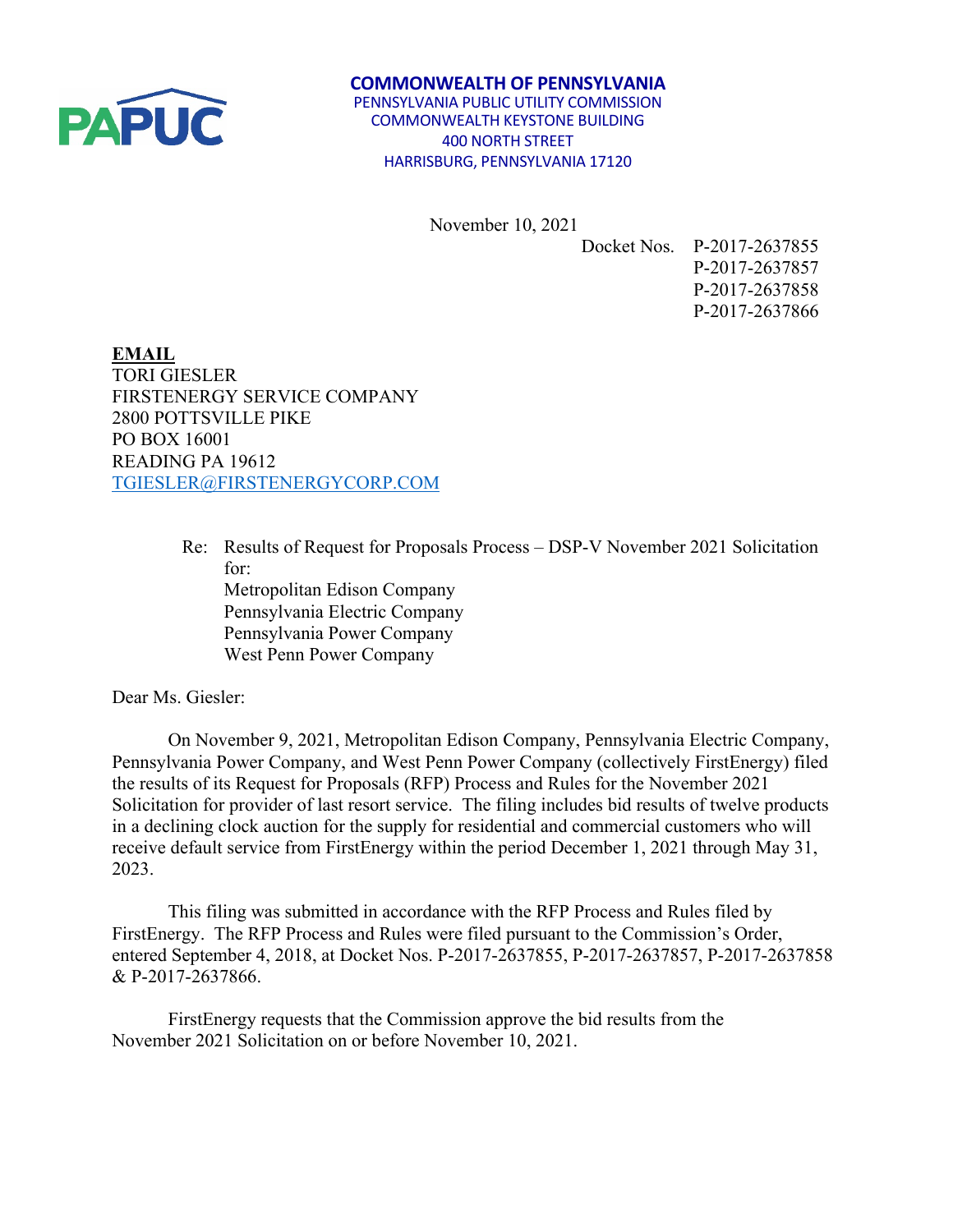PAPUC

**COMMONWEALTH OF PENNSYLVANIA**
PENNSYLVANIA PUBLIC UTILITY COMMISSION
COMMONWEALTH KEYSTONE BUILDING
400 NORTH STREET
HARRISBURG, PENNSYLVANIA 17120

November 10, 2021

Docket Nos. P-2017-2637855
P-2017-2637857
P-2017-2637858
P-2017-2637866

**EMAIL**
TORI GIESLER
FIRSTENERGY SERVICE COMPANY
2800 POTTSVILLE PIKE
PO BOX 16001
READING PA 19612
TGIESLER@FIRSTENERGYCORP.COM

Re: Results of Request for Proposals Process – DSP-V November 2021 Solicitation for:
Metropolitan Edison Company
Pennsylvania Electric Company
Pennsylvania Power Company
West Penn Power Company

Dear Ms. Giesler:

On November 9, 2021, Metropolitan Edison Company, Pennsylvania Electric Company, Pennsylvania Power Company, and West Penn Power Company (collectively FirstEnergy) filed the results of its Request for Proposals (RFP) Process and Rules for the November 2021 Solicitation for provider of last resort service. The filing includes bid results of twelve products in a declining clock auction for the supply for residential and commercial customers who will receive default service from FirstEnergy within the period December 1, 2021 through May 31, 2023.

This filing was submitted in accordance with the RFP Process and Rules filed by FirstEnergy. The RFP Process and Rules were filed pursuant to the Commission's Order, entered September 4, 2018, at Docket Nos. P-2017-2637855, P-2017-2637857, P-2017-2637858 & P-2017-2637866.

FirstEnergy requests that the Commission approve the bid results from the November 2021 Solicitation on or before November 10, 2021.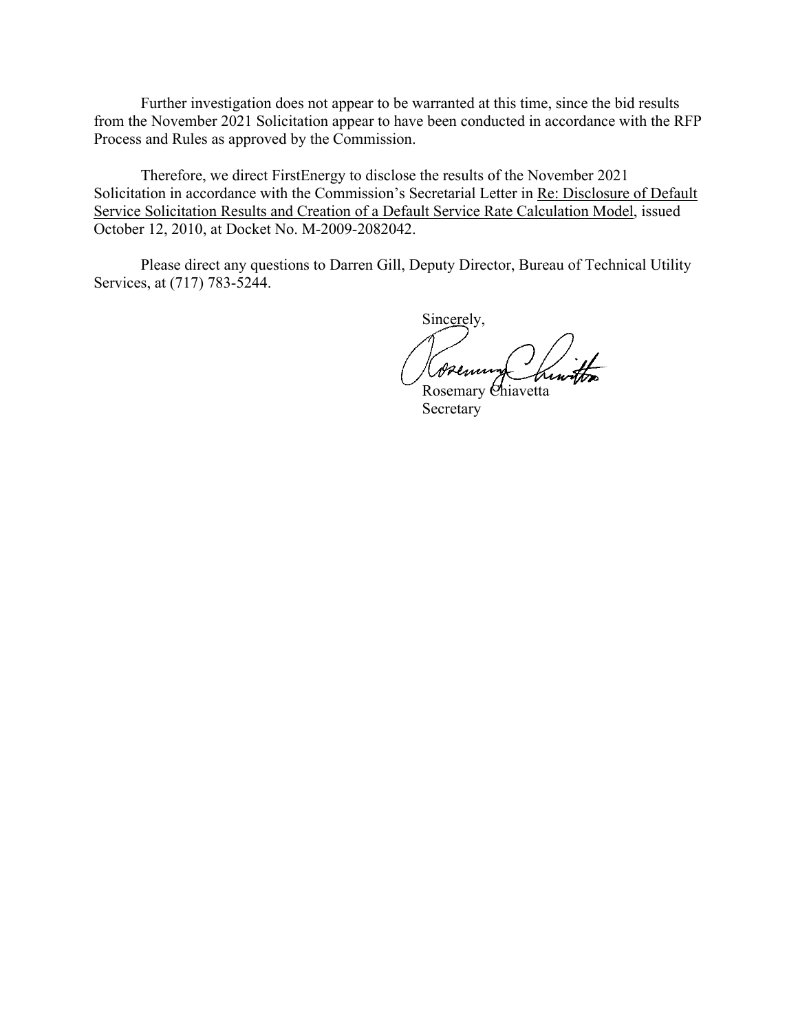Further investigation does not appear to be warranted at this time, since the bid results from the November 2021 Solicitation appear to have been conducted in accordance with the RFP Process and Rules as approved by the Commission.

Therefore, we direct FirstEnergy to disclose the results of the November 2021 Solicitation in accordance with the Commission's Secretarial Letter in Re: Disclosure of Default Service Solicitation Results and Creation of a Default Service Rate Calculation Model, issued October 12, 2010, at Docket No. M-2009-2082042.

Please direct any questions to Darren Gill, Deputy Director, Bureau of Technical Utility Services, at (717) 783-5244.

Sincerely,

Rosemary Chiavetta
Secretary